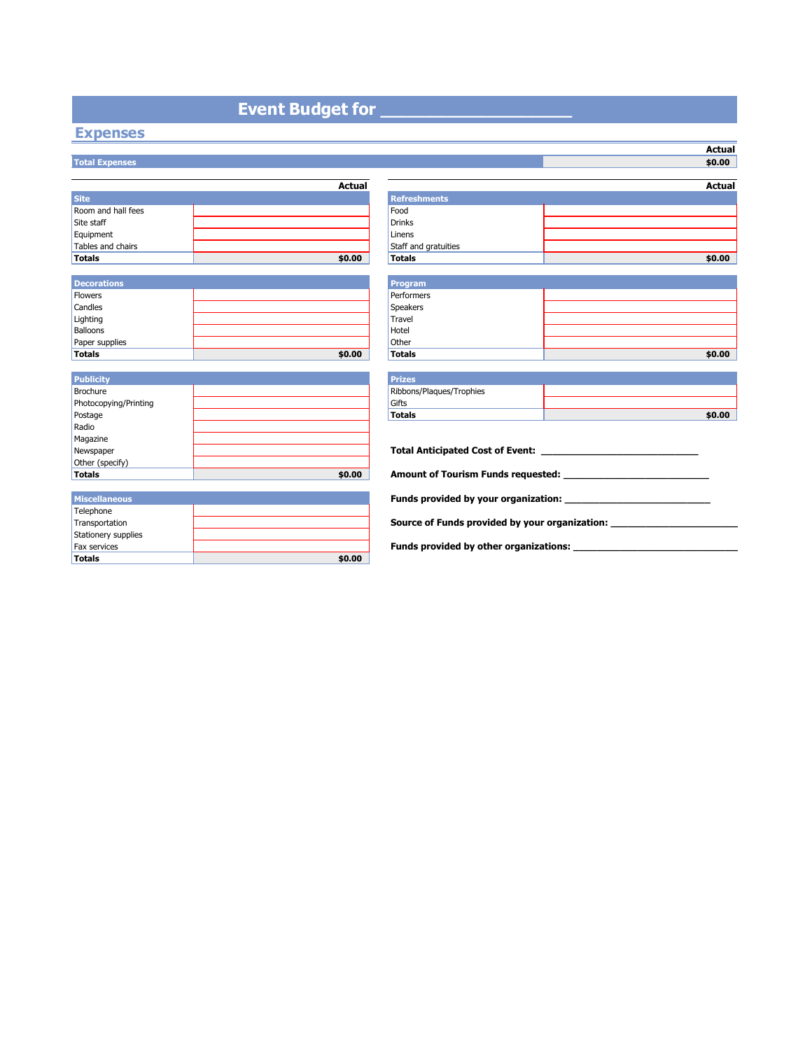# Event Budget for ____________________

## Expenses

| | Actual |
|---|---|
| **Total Expenses** | **$0.00** |

| Site | Actual |
|---|---|
| Room and hall fees | |
| Site staff | |
| Equipment | |
| Tables and chairs | |
| **Totals** | **$0.00** |

| Decorations | |
|---|---|
| Flowers | |
| Candles | |
| Lighting | |
| Balloons | |
| Paper supplies | |
| **Totals** | **$0.00** |

| Publicity | |
|---|---|
| Brochure | |
| Photocopying/Printing | |
| Postage | |
| Radio | |
| Magazine | |
| Newspaper | |
| Other (specify) | |
| **Totals** | **$0.00** |

| Miscellaneous | |
|---|---|
| Telephone | |
| Transportation | |
| Stationery supplies | |
| Fax services | |
| **Totals** | **$0.00** |

| Refreshments | Actual |
|---|---|
| Food | |
| Drinks | |
| Linens | |
| Staff and gratuities | |
| **Totals** | **$0.00** |

| Program | |
|---|---|
| Performers | |
| Speakers | |
| Travel | |
| Hotel | |
| Other | |
| **Totals** | **$0.00** |

| Prizes | |
|---|---|
| Ribbons/Plaques/Trophies | |
| Gifts | |
| **Totals** | **$0.00** |

**Total Anticipated Cost of Event:** ______________________________

**Amount of Tourism Funds requested:** ____________________________

**Funds provided by your organization:** ____________________________

**Source of Funds provided by your organization:** ________________________

**Funds provided by other organizations:** _______________________________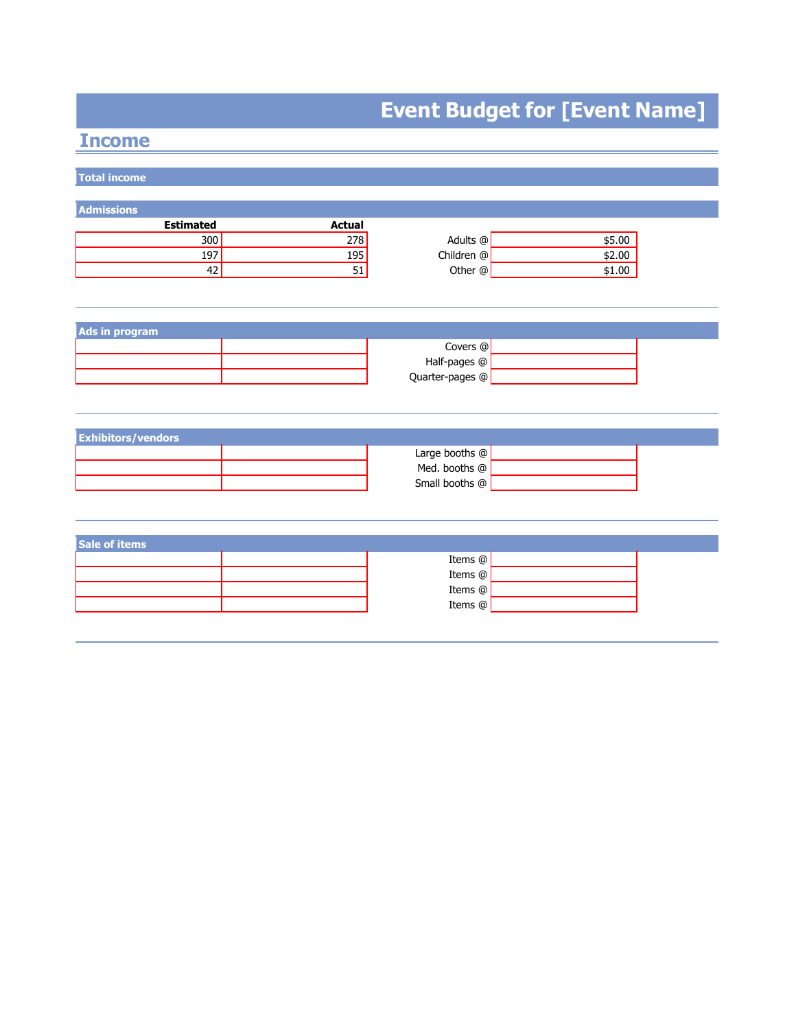# Event Budget for [Event Name]

## Income

### Total income

### Admissions

| Estimated | Actual | | |
|---|---|---|---|
| 300 | 278 | Adults @ | $5.00 |
| 197 | 195 | Children @ | $2.00 |
| 42 | 51 | Other @ | $1.00 |

### Ads in program

| | | | |
|---|---|---|---|
| | | Covers @ | |
| | | Half-pages @ | |
| | | Quarter-pages @ | |

### Exhibitors/vendors

| | | | |
|---|---|---|---|
| | | Large booths @ | |
| | | Med. booths @ | |
| | | Small booths @ | |

### Sale of items

| | | | |
|---|---|---|---|
| | | Items @ | |
| | | Items @ | |
| | | Items @ | |
| | | Items @ | |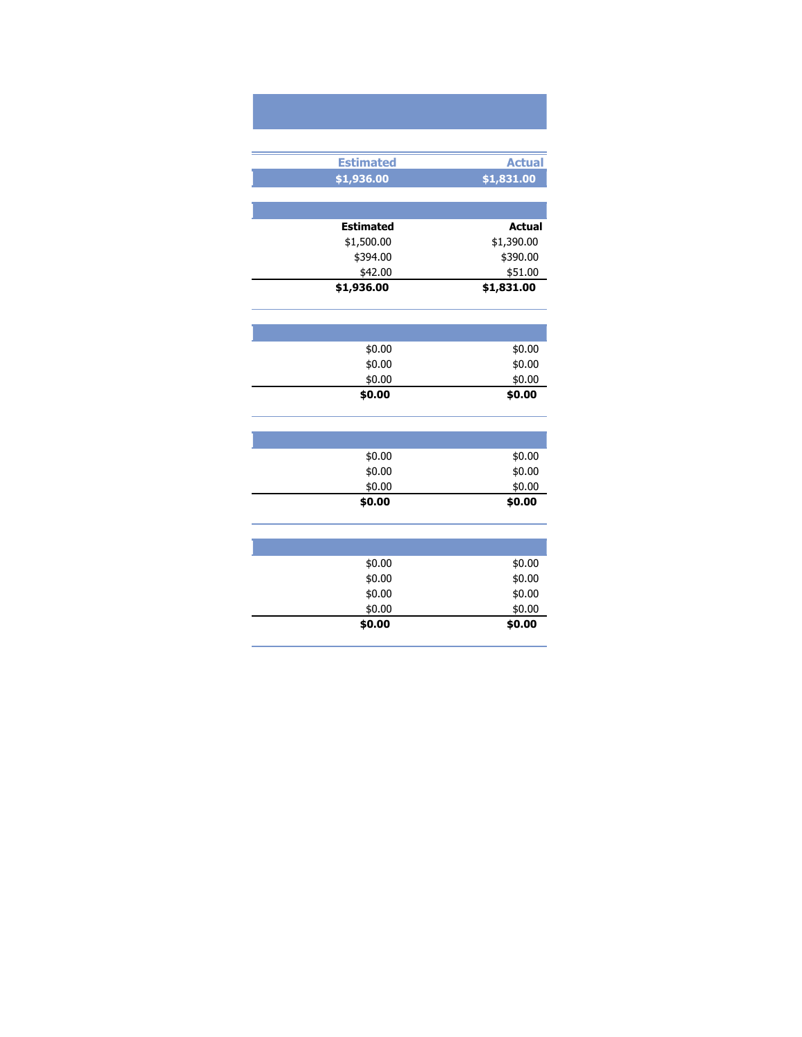| Estimated | Actual |
|---|---|
| **$1,936.00** | **$1,831.00** |

| Estimated | Actual |
|---|---|
| $1,500.00 | $1,390.00 |
| $394.00 | $390.00 |
| $42.00 | $51.00 |
| **$1,936.00** | **$1,831.00** |

| | |
|---|---|
| $0.00 | $0.00 |
| $0.00 | $0.00 |
| $0.00 | $0.00 |
| **$0.00** | **$0.00** |

| | |
|---|---|
| $0.00 | $0.00 |
| $0.00 | $0.00 |
| $0.00 | $0.00 |
| **$0.00** | **$0.00** |

| | |
|---|---|
| $0.00 | $0.00 |
| $0.00 | $0.00 |
| $0.00 | $0.00 |
| $0.00 | $0.00 |
| **$0.00** | **$0.00** |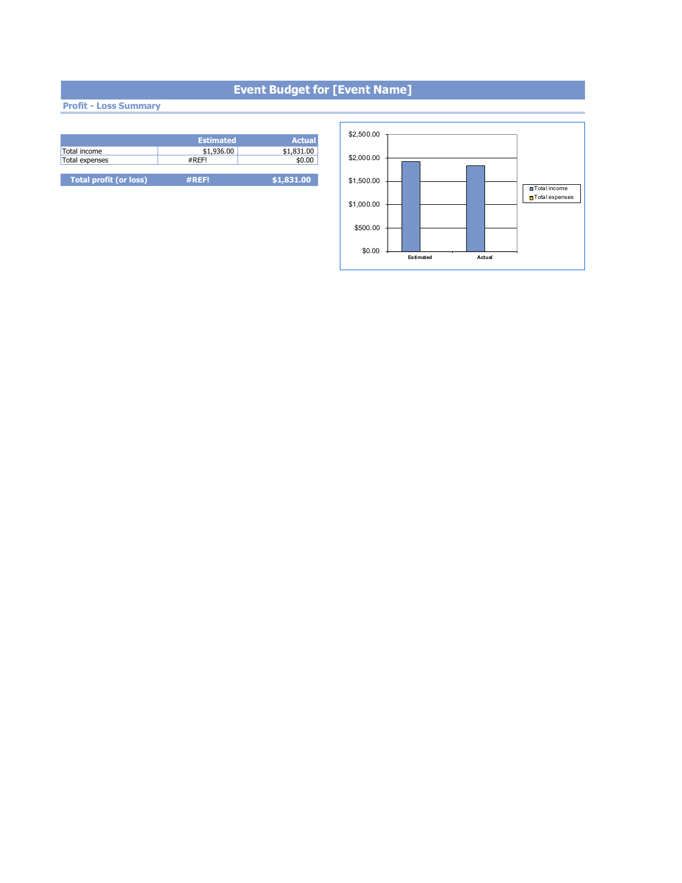# Event Budget for [Event Name]

## Profit - Loss Summary

| | Estimated | Actual |
|---|---|---|
| Total income | $1,936.00 | $1,831.00 |
| Total expenses | #REF! | $0.00 |
| **Total profit (or loss)** | **#REF!** | **$1,831.00** |

$2,500.00
$2,000.00
$1,500.00
$1,000.00
$500.00
$0.00
Estimated
Actual
Total income
Total expenses